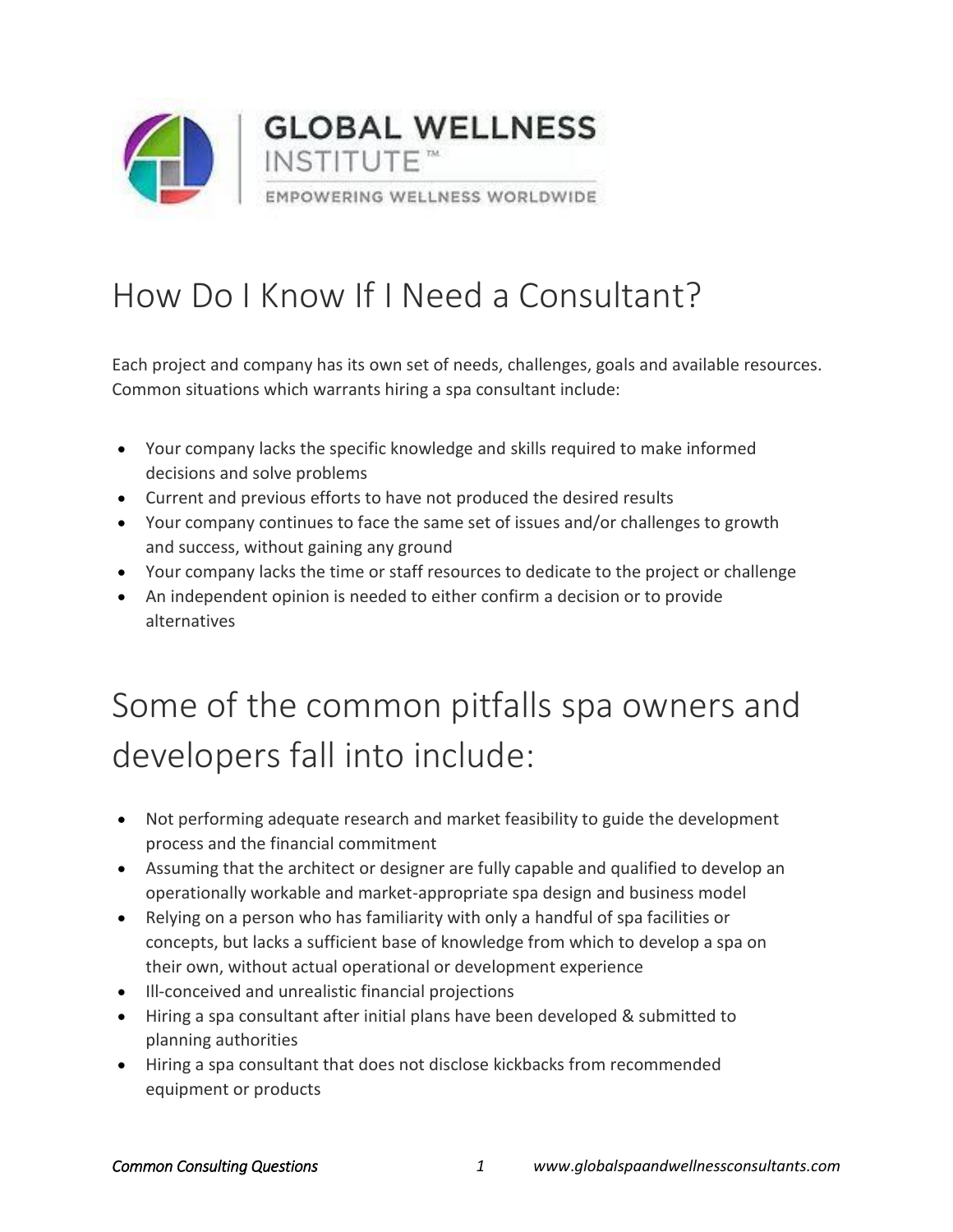GLOBAL WELLNESS INSTITUTE™

EMPOWERING WELLNESS WORLDWIDE

# How Do I Know If I Need a Consultant?

Each project and company has its own set of needs, challenges, goals and available resources. Common situations which warrants hiring a spa consultant include:

- Your company lacks the specific knowledge and skills required to make informed decisions and solve problems
- Current and previous efforts to have not produced the desired results
- Your company continues to face the same set of issues and/or challenges to growth and success, without gaining any ground
- Your company lacks the time or staff resources to dedicate to the project or challenge
- An independent opinion is needed to either confirm a decision or to provide alternatives

# Some of the common pitfalls spa owners and developers fall into include:

- Not performing adequate research and market feasibility to guide the development process and the financial commitment
- Assuming that the architect or designer are fully capable and qualified to develop an operationally workable and market-appropriate spa design and business model
- Relying on a person who has familiarity with only a handful of spa facilities or concepts, but lacks a sufficient base of knowledge from which to develop a spa on their own, without actual operational or development experience
- Ill-conceived and unrealistic financial projections
- Hiring a spa consultant after initial plans have been developed & submitted to planning authorities
- Hiring a spa consultant that does not disclose kickbacks from recommended equipment or products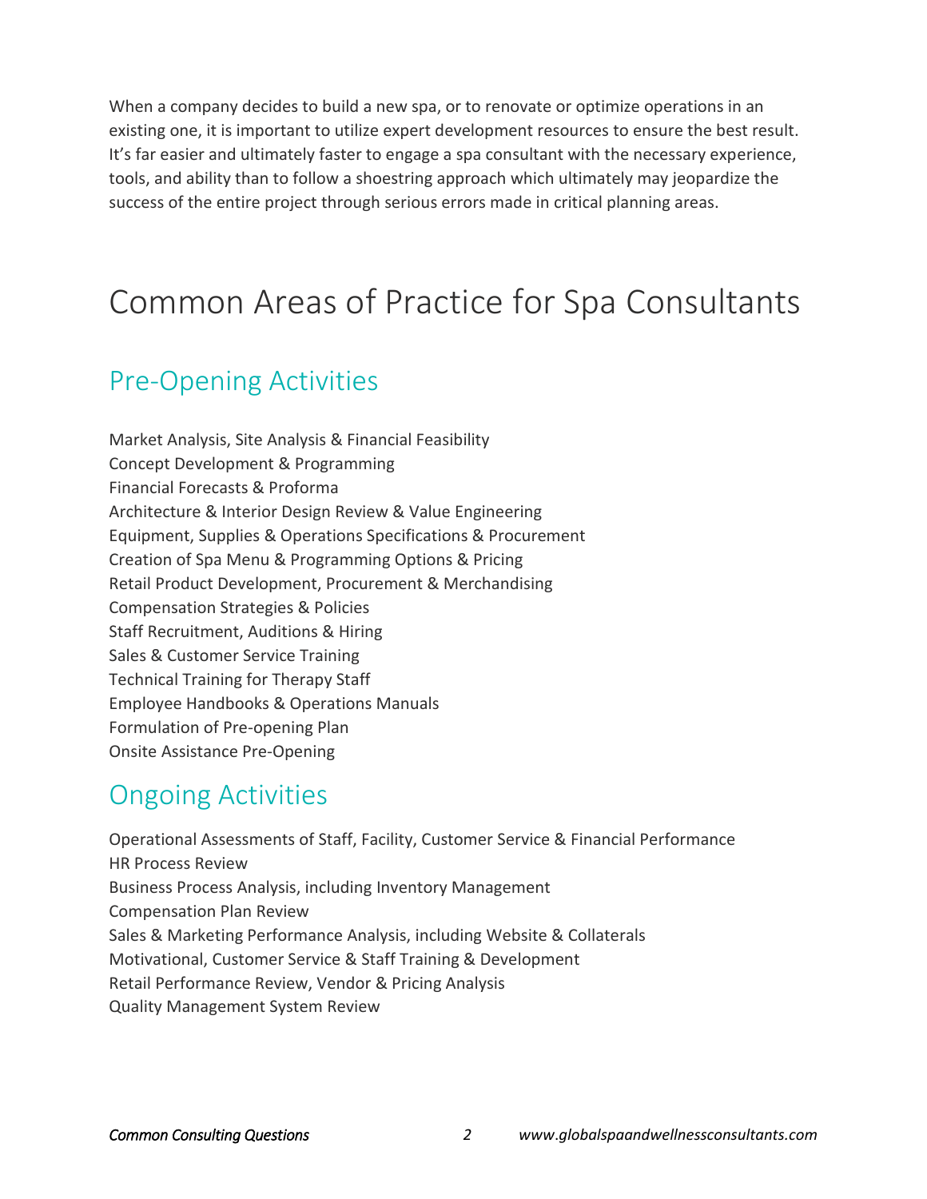When a company decides to build a new spa, or to renovate or optimize operations in an existing one, it is important to utilize expert development resources to ensure the best result. It's far easier and ultimately faster to engage a spa consultant with the necessary experience, tools, and ability than to follow a shoestring approach which ultimately may jeopardize the success of the entire project through serious errors made in critical planning areas.

# Common Areas of Practice for Spa Consultants

## Pre-Opening Activities

Market Analysis, Site Analysis & Financial Feasibility
Concept Development & Programming
Financial Forecasts & Proforma
Architecture & Interior Design Review & Value Engineering
Equipment, Supplies & Operations Specifications & Procurement
Creation of Spa Menu & Programming Options & Pricing
Retail Product Development, Procurement & Merchandising
Compensation Strategies & Policies
Staff Recruitment, Auditions & Hiring
Sales & Customer Service Training
Technical Training for Therapy Staff
Employee Handbooks & Operations Manuals
Formulation of Pre-opening Plan
Onsite Assistance Pre-Opening

## Ongoing Activities

Operational Assessments of Staff, Facility, Customer Service & Financial Performance
HR Process Review
Business Process Analysis, including Inventory Management
Compensation Plan Review
Sales & Marketing Performance Analysis, including Website & Collaterals
Motivational, Customer Service & Staff Training & Development
Retail Performance Review, Vendor & Pricing Analysis
Quality Management System Review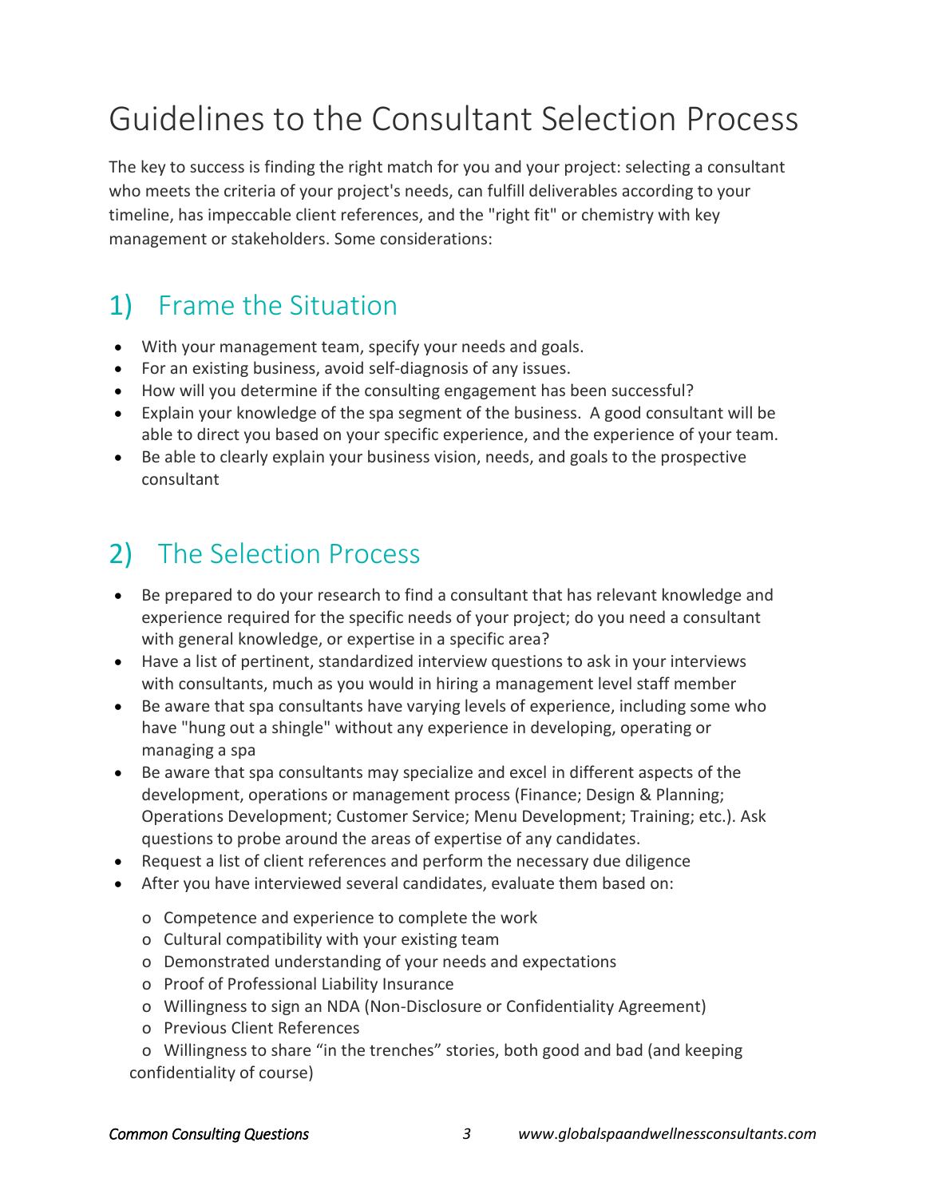# Guidelines to the Consultant Selection Process

The key to success is finding the right match for you and your project: selecting a consultant who meets the criteria of your project's needs, can fulfill deliverables according to your timeline, has impeccable client references, and the "right fit" or chemistry with key management or stakeholders. Some considerations:

## 1) Frame the Situation

- With your management team, specify your needs and goals.
- For an existing business, avoid self-diagnosis of any issues.
- How will you determine if the consulting engagement has been successful?
- Explain your knowledge of the spa segment of the business. A good consultant will be able to direct you based on your specific experience, and the experience of your team.
- Be able to clearly explain your business vision, needs, and goals to the prospective consultant

## 2) The Selection Process

- Be prepared to do your research to find a consultant that has relevant knowledge and experience required for the specific needs of your project; do you need a consultant with general knowledge, or expertise in a specific area?
- Have a list of pertinent, standardized interview questions to ask in your interviews with consultants, much as you would in hiring a management level staff member
- Be aware that spa consultants have varying levels of experience, including some who have "hung out a shingle" without any experience in developing, operating or managing a spa
- Be aware that spa consultants may specialize and excel in different aspects of the development, operations or management process (Finance; Design & Planning; Operations Development; Customer Service; Menu Development; Training; etc.). Ask questions to probe around the areas of expertise of any candidates.
- Request a list of client references and perform the necessary due diligence
- After you have interviewed several candidates, evaluate them based on:
  - Competence and experience to complete the work
  - Cultural compatibility with your existing team
  - Demonstrated understanding of your needs and expectations
  - Proof of Professional Liability Insurance
  - Willingness to sign an NDA (Non-Disclosure or Confidentiality Agreement)
  - Previous Client References
  - Willingness to share "in the trenches" stories, both good and bad (and keeping confidentiality of course)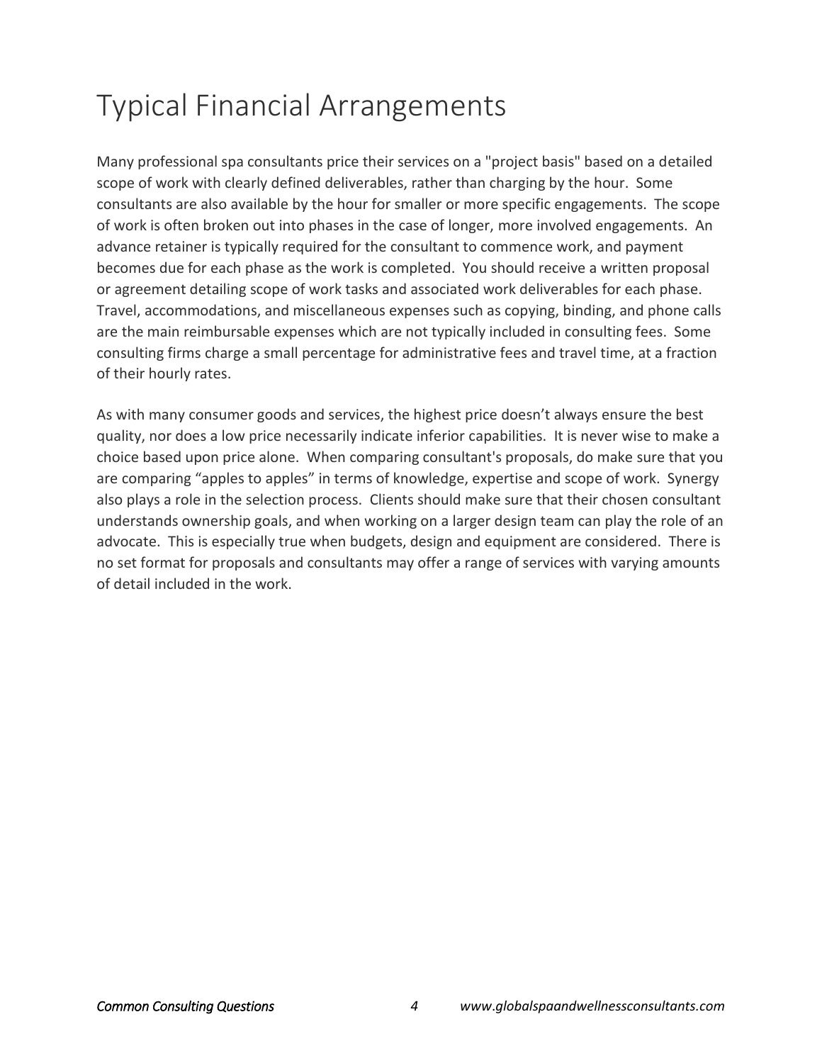# Typical Financial Arrangements

Many professional spa consultants price their services on a "project basis" based on a detailed scope of work with clearly defined deliverables, rather than charging by the hour. Some consultants are also available by the hour for smaller or more specific engagements. The scope of work is often broken out into phases in the case of longer, more involved engagements. An advance retainer is typically required for the consultant to commence work, and payment becomes due for each phase as the work is completed. You should receive a written proposal or agreement detailing scope of work tasks and associated work deliverables for each phase. Travel, accommodations, and miscellaneous expenses such as copying, binding, and phone calls are the main reimbursable expenses which are not typically included in consulting fees. Some consulting firms charge a small percentage for administrative fees and travel time, at a fraction of their hourly rates.

As with many consumer goods and services, the highest price doesn't always ensure the best quality, nor does a low price necessarily indicate inferior capabilities. It is never wise to make a choice based upon price alone. When comparing consultant's proposals, do make sure that you are comparing "apples to apples" in terms of knowledge, expertise and scope of work. Synergy also plays a role in the selection process. Clients should make sure that their chosen consultant understands ownership goals, and when working on a larger design team can play the role of an advocate. This is especially true when budgets, design and equipment are considered. There is no set format for proposals and consultants may offer a range of services with varying amounts of detail included in the work.